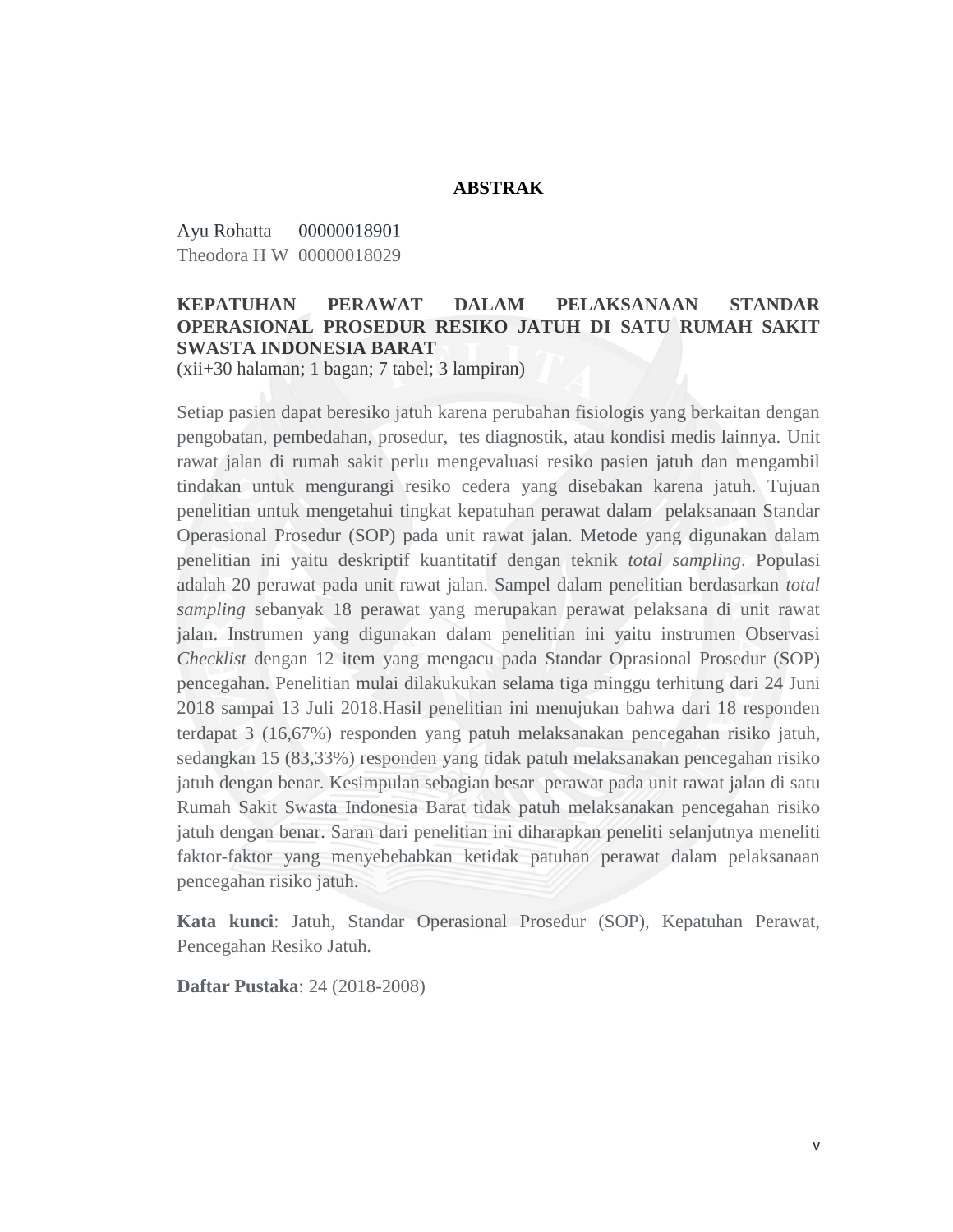# ABSTRAK

Ayu Rohatta 00000018901
Theodora H W 00000018029

**KEPATUHAN PERAWAT DALAM PELAKSANAAN STANDAR OPERASIONAL PROSEDUR RESIKO JATUH DI SATU RUMAH SAKIT SWASTA INDONESIA BARAT**
(xii+30 halaman; 1 bagan; 7 tabel; 3 lampiran)

Setiap pasien dapat beresiko jatuh karena perubahan fisiologis yang berkaitan dengan pengobatan, pembedahan, prosedur, tes diagnostik, atau kondisi medis lainnya. Unit rawat jalan di rumah sakit perlu mengevaluasi resiko pasien jatuh dan mengambil tindakan untuk mengurangi resiko cedera yang disebakan karena jatuh. Tujuan penelitian untuk mengetahui tingkat kepatuhan perawat dalam pelaksanaan Standar Operasional Prosedur (SOP) pada unit rawat jalan. Metode yang digunakan dalam penelitian ini yaitu deskriptif kuantitatif dengan teknik *total sampling*. Populasi adalah 20 perawat pada unit rawat jalan. Sampel dalam penelitian berdasarkan *total sampling* sebanyak 18 perawat yang merupakan perawat pelaksana di unit rawat jalan. Instrumen yang digunakan dalam penelitian ini yaitu instrumen Observasi *Checklist* dengan 12 item yang mengacu pada Standar Oprasional Prosedur (SOP) pencegahan. Penelitian mulai dilakukukan selama tiga minggu terhitung dari 24 Juni 2018 sampai 13 Juli 2018.Hasil penelitian ini menujukan bahwa dari 18 responden terdapat 3 (16,67%) responden yang patuh melaksanakan pencegahan risiko jatuh, sedangkan 15 (83,33%) responden yang tidak patuh melaksanakan pencegahan risiko jatuh dengan benar. Kesimpulan sebagian besar perawat pada unit rawat jalan di satu Rumah Sakit Swasta Indonesia Barat tidak patuh melaksanakan pencegahan risiko jatuh dengan benar. Saran dari penelitian ini diharapkan peneliti selanjutnya meneliti faktor-faktor yang menyebebabkan ketidak patuhan perawat dalam pelaksanaan pencegahan risiko jatuh.

**Kata kunci**: Jatuh, Standar Operasional Prosedur (SOP), Kepatuhan Perawat, Pencegahan Resiko Jatuh.

**Daftar Pustaka**: 24 (2018-2008)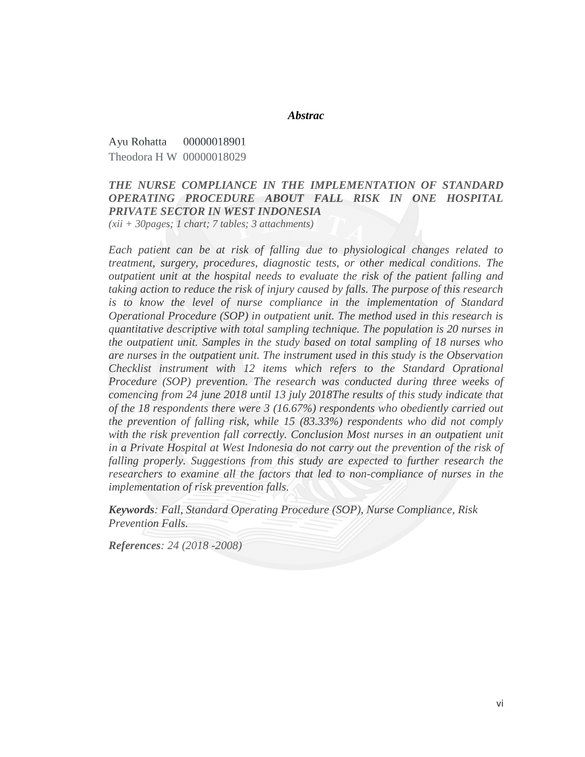## *Abstrac*

Ayu Rohatta 00000018901
Theodora H W 00000018029

***THE NURSE COMPLIANCE IN THE IMPLEMENTATION OF STANDARD OPERATING PROCEDURE ABOUT FALL RISK IN ONE HOSPITAL PRIVATE SECTOR IN WEST INDONESIA***
*(xii + 30pages; 1 chart; 7 tables; 3 attachments)*

*Each patient can be at risk of falling due to physiological changes related to treatment, surgery, procedures, diagnostic tests, or other medical conditions. The outpatient unit at the hospital needs to evaluate the risk of the patient falling and taking action to reduce the risk of injury caused by falls. The purpose of this research is to know the level of nurse compliance in the implementation of Standard Operational Procedure (SOP) in outpatient unit. The method used in this research is quantitative descriptive with total sampling technique. The population is 20 nurses in the outpatient unit. Samples in the study based on total sampling of 18 nurses who are nurses in the outpatient unit. The instrument used in this study is the Observation Checklist instrument with 12 items which refers to the Standard Oprational Procedure (SOP) prevention. The research was conducted during three weeks of comencing from 24 june 2018 until 13 july 2018The results of this study indicate that of the 18 respondents there were 3 (16.67%) respondents who obediently carried out the prevention of falling risk, while 15 (83.33%) respondents who did not comply with the risk prevention fall correctly. Conclusion Most nurses in an outpatient unit in a Private Hospital at West Indonesia do not carry out the prevention of the risk of falling properly. Suggestions from this study are expected to further research the researchers to examine all the factors that led to non-compliance of nurses in the implementation of risk prevention falls.*

***Keywords****: Fall, Standard Operating Procedure (SOP), Nurse Compliance, Risk Prevention Falls.*

***References****: 24 (2018 -2008)*